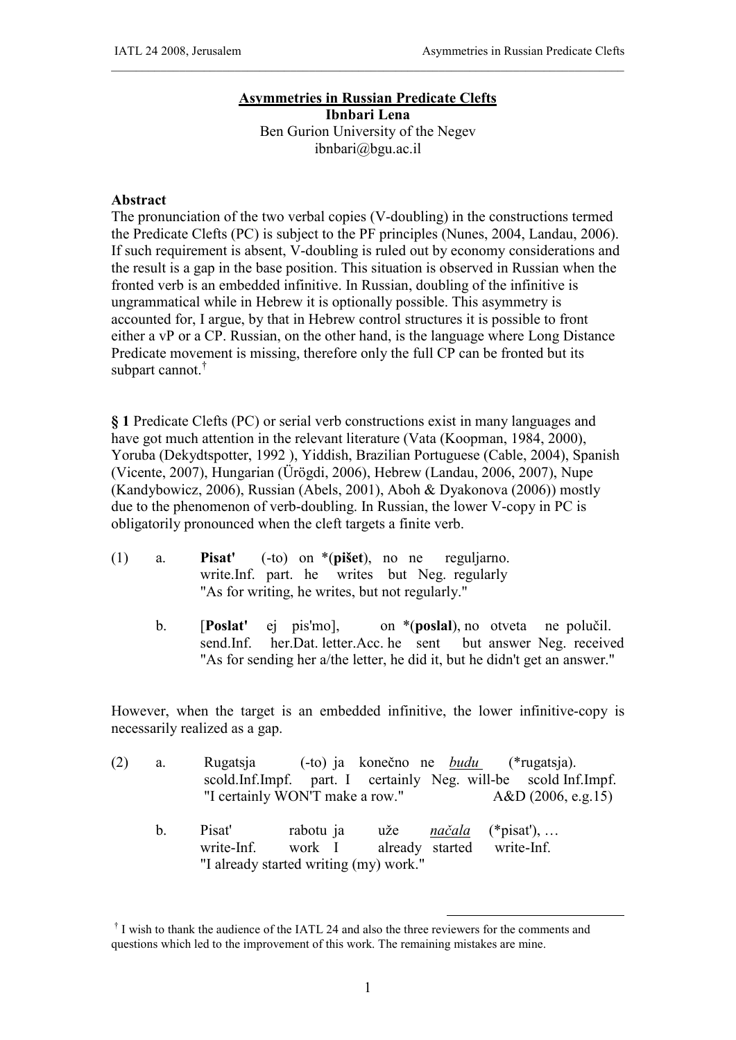**Asymmetries in Russian Predicate Clefts**

**Ibnbari Lena**

Ben Gurion University of the Negev

ibnbari@bgu.ac.il

**Abstract**

The pronunciation of the two verbal copies (V-doubling) in the constructions termed the Predicate Clefts (PC) is subject to the PF principles (Nunes, 2004, Landau, 2006). If such requirement is absent, V-doubling is ruled out by economy considerations and the result is a gap in the base position. This situation is observed in Russian when the fronted verb is an embedded infinitive. In Russian, doubling of the infinitive is ungrammatical while in Hebrew it is optionally possible. This asymmetry is accounted for, I argue, by that in Hebrew control structures it is possible to front either a vP or a CP. Russian, on the other hand, is the language where Long Distance Predicate movement is missing, therefore only the full CP can be fronted but its subpart cannot.[†]

**§ 1** Predicate Clefts (PC) or serial verb constructions exist in many languages and have got much attention in the relevant literature (Vata (Koopman, 1984, 2000), Yoruba (Dekydtspotter, 1992 ), Yiddish, Brazilian Portuguese (Cable, 2004), Spanish (Vicente, 2007), Hungarian (Ürögdi, 2006), Hebrew (Landau, 2006, 2007), Nupe (Kandybowicz, 2006), Russian (Abels, 2001), Aboh & Dyakonova (2006)) mostly due to the phenomenon of verb-doubling. In Russian, the lower V-copy in PC is obligatorily pronounced when the cleft targets a finite verb.

(1) a. **Pisat'** (-to) on *(**pišet**), no ne reguljarno.
write.Inf. part. he writes but Neg. regularly
"As for writing, he writes, but not regularly."

b. [**Poslat'** ej pis'mo], on *(**poslal**), no otveta ne polučil.
send.Inf. her.Dat. letter.Acc. he sent but answer Neg. received
"As for sending her a/the letter, he did it, but he didn't get an answer."

However, when the target is an embedded infinitive, the lower infinitive-copy is necessarily realized as a gap.

(2) a. Rugatsja (-to) ja konečno ne <u>budu</u> (*rugatsja).
scold.Inf.Impf. part. I certainly Neg. will-be scold Inf.Impf.
"I certainly WON'T make a row." A&D (2006, e.g.15)

b. Pisat' rabotu ja uže <u>načala</u> (*pisat'), …
write-Inf. work I already started write-Inf.
"I already started writing (my) work."

[†] I wish to thank the audience of the IATL 24 and also the three reviewers for the comments and questions which led to the improvement of this work. The remaining mistakes are mine.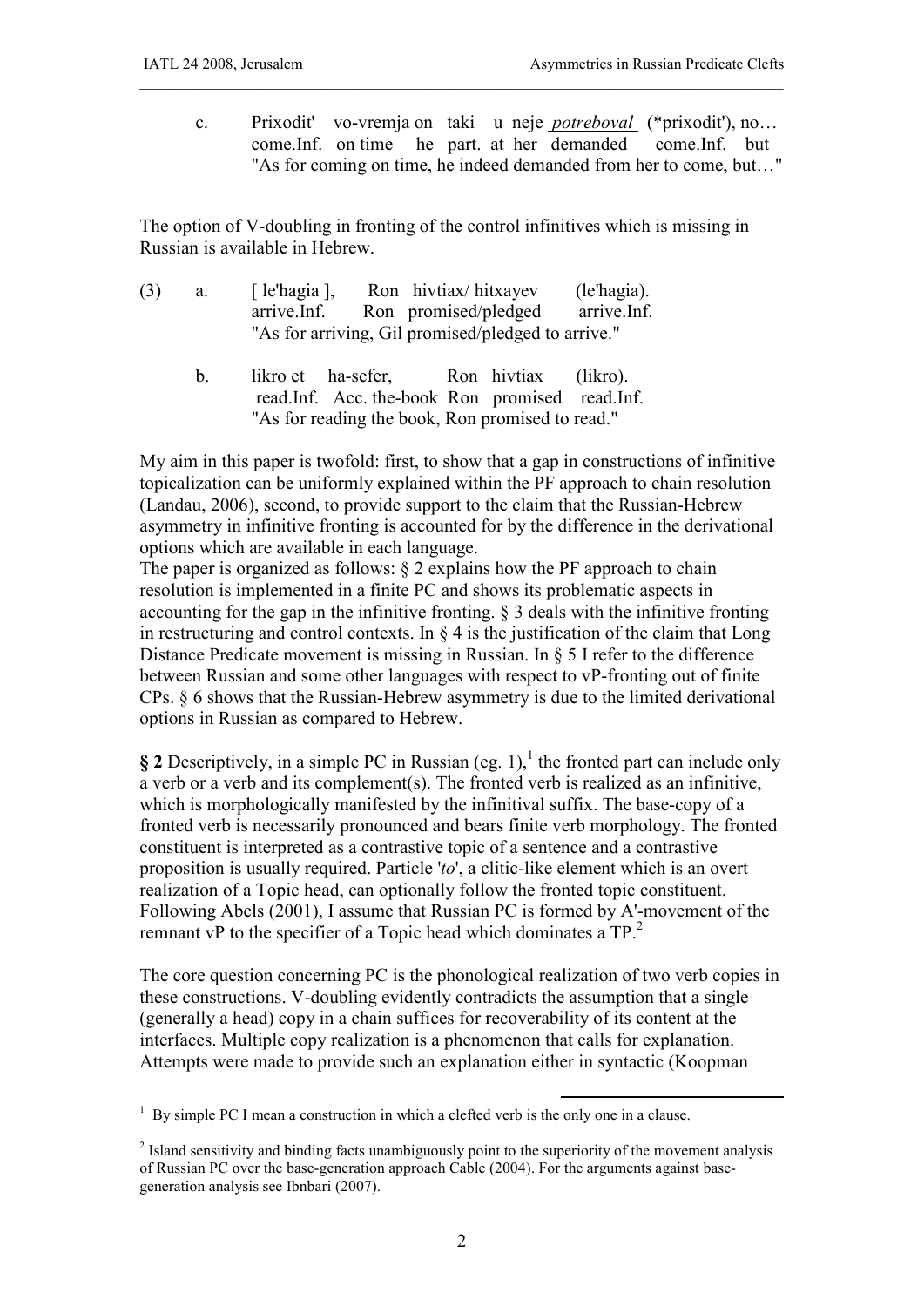c. Prixodit' vo-vremja on taki u neje ***potreboval*** (*prixodit'), no…
   come.Inf. on time he part. at her demanded come.Inf. but
   "As for coming on time, he indeed demanded from her to come, but…"

The option of V-doubling in fronting of the control infinitives which is missing in Russian is available in Hebrew.

(3) a. [ le'hagia ], Ron hivtiax/ hitxayev (le'hagia).
   arrive.Inf. Ron promised/pledged arrive.Inf.
   "As for arriving, Gil promised/pledged to arrive."

b. likro et ha-sefer, Ron hivtiax (likro).
   read.Inf. Acc. the-book Ron promised read.Inf.
   "As for reading the book, Ron promised to read."

My aim in this paper is twofold: first, to show that a gap in constructions of infinitive topicalization can be uniformly explained within the PF approach to chain resolution (Landau, 2006), second, to provide support to the claim that the Russian-Hebrew asymmetry in infinitive fronting is accounted for by the difference in the derivational options which are available in each language.

The paper is organized as follows: § 2 explains how the PF approach to chain resolution is implemented in a finite PC and shows its problematic aspects in accounting for the gap in the infinitive fronting. § 3 deals with the infinitive fronting in restructuring and control contexts. In § 4 is the justification of the claim that Long Distance Predicate movement is missing in Russian. In § 5 I refer to the difference between Russian and some other languages with respect to vP-fronting out of finite CPs. § 6 shows that the Russian-Hebrew asymmetry is due to the limited derivational options in Russian as compared to Hebrew.

**§ 2** Descriptively, in a simple PC in Russian (eg. 1),[1] the fronted part can include only a verb or a verb and its complement(s). The fronted verb is realized as an infinitive, which is morphologically manifested by the infinitival suffix. The base-copy of a fronted verb is necessarily pronounced and bears finite verb morphology. The fronted constituent is interpreted as a contrastive topic of a sentence and a contrastive proposition is usually required. Particle '*to*', a clitic-like element which is an overt realization of a Topic head, can optionally follow the fronted topic constituent. Following Abels (2001), I assume that Russian PC is formed by A'-movement of the remnant vP to the specifier of a Topic head which dominates a TP.[2]

The core question concerning PC is the phonological realization of two verb copies in these constructions. V-doubling evidently contradicts the assumption that a single (generally a head) copy in a chain suffices for recoverability of its content at the interfaces. Multiple copy realization is a phenomenon that calls for explanation. Attempts were made to provide such an explanation either in syntactic (Koopman

---

[1] By simple PC I mean a construction in which a clefted verb is the only one in a clause.

[2] Island sensitivity and binding facts unambiguously point to the superiority of the movement analysis of Russian PC over the base-generation approach Cable (2004). For the arguments against base-generation analysis see Ibnbari (2007).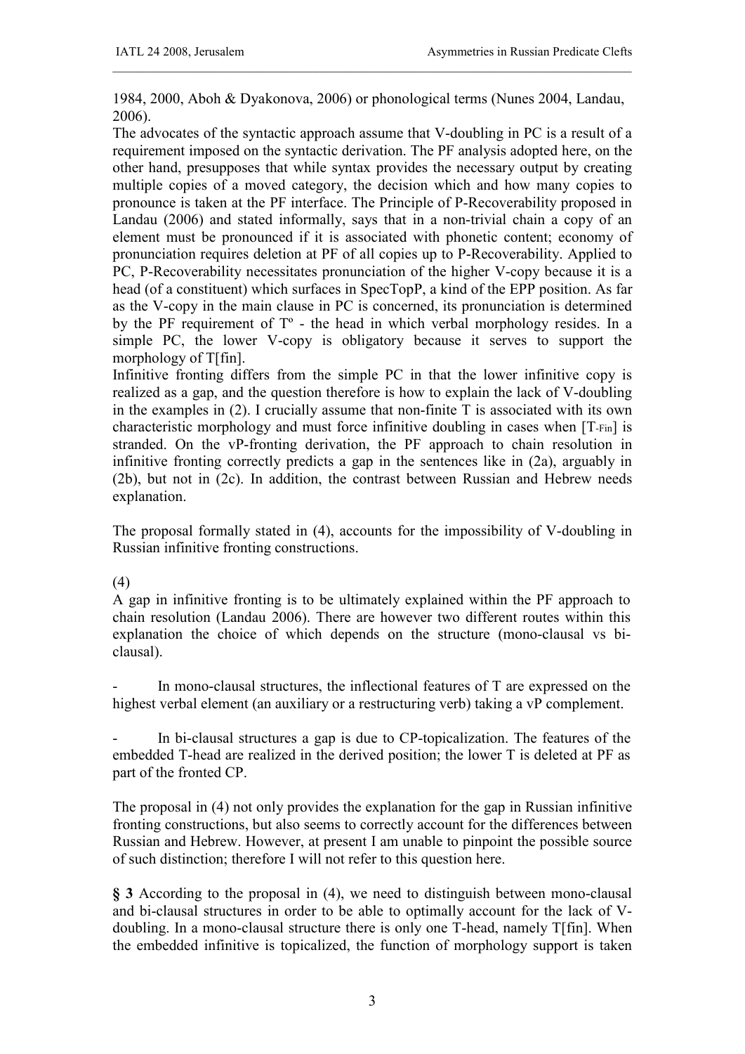1984, 2000, Aboh & Dyakonova, 2006) or phonological terms (Nunes 2004, Landau, 2006).

The advocates of the syntactic approach assume that V-doubling in PC is a result of a requirement imposed on the syntactic derivation. The PF analysis adopted here, on the other hand, presupposes that while syntax provides the necessary output by creating multiple copies of a moved category, the decision which and how many copies to pronounce is taken at the PF interface. The Principle of P-Recoverability proposed in Landau (2006) and stated informally, says that in a non-trivial chain a copy of an element must be pronounced if it is associated with phonetic content; economy of pronunciation requires deletion at PF of all copies up to P-Recoverability. Applied to PC, P-Recoverability necessitates pronunciation of the higher V-copy because it is a head (of a constituent) which surfaces in SpecTopP, a kind of the EPP position. As far as the V-copy in the main clause in PC is concerned, its pronunciation is determined by the PF requirement of T° - the head in which verbal morphology resides. In a simple PC, the lower V-copy is obligatory because it serves to support the morphology of T[fin].

Infinitive fronting differs from the simple PC in that the lower infinitive copy is realized as a gap, and the question therefore is how to explain the lack of V-doubling in the examples in (2). I crucially assume that non-finite T is associated with its own characteristic morphology and must force infinitive doubling in cases when $[T_{-Fin}]$ is stranded. On the vP-fronting derivation, the PF approach to chain resolution in infinitive fronting correctly predicts a gap in the sentences like in (2a), arguably in (2b), but not in (2c). In addition, the contrast between Russian and Hebrew needs explanation.

The proposal formally stated in (4), accounts for the impossibility of V-doubling in Russian infinitive fronting constructions.

(4)

A gap in infinitive fronting is to be ultimately explained within the PF approach to chain resolution (Landau 2006). There are however two different routes within this explanation the choice of which depends on the structure (mono-clausal vs bi-clausal).

- In mono-clausal structures, the inflectional features of T are expressed on the highest verbal element (an auxiliary or a restructuring verb) taking a vP complement.

- In bi-clausal structures a gap is due to CP-topicalization. The features of the embedded T-head are realized in the derived position; the lower T is deleted at PF as part of the fronted CP.

The proposal in (4) not only provides the explanation for the gap in Russian infinitive fronting constructions, but also seems to correctly account for the differences between Russian and Hebrew. However, at present I am unable to pinpoint the possible source of such distinction; therefore I will not refer to this question here.

**§ 3** According to the proposal in (4), we need to distinguish between mono-clausal and bi-clausal structures in order to be able to optimally account for the lack of V-doubling. In a mono-clausal structure there is only one T-head, namely T[fin]. When the embedded infinitive is topicalized, the function of morphology support is taken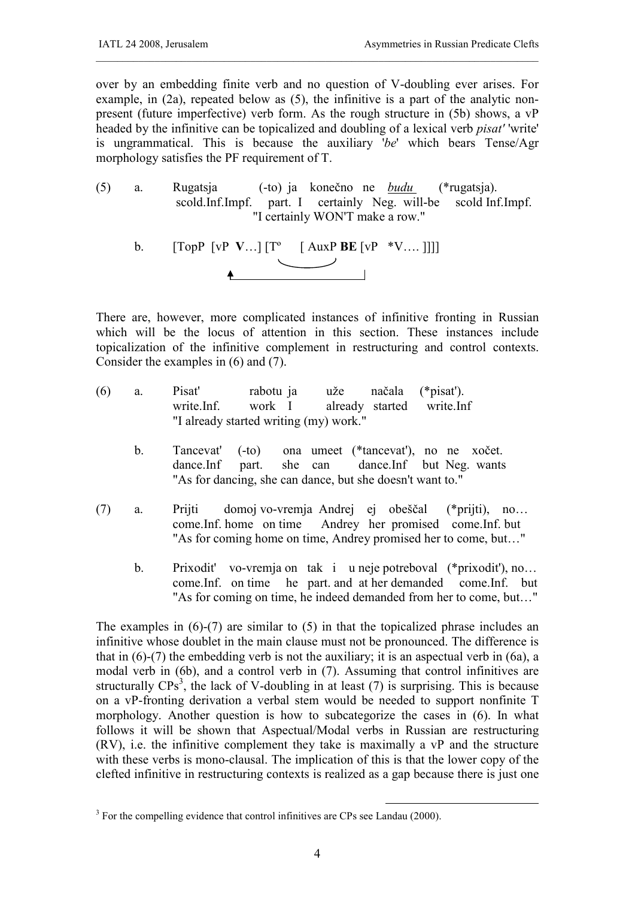over by an embedding finite verb and no question of V-doubling ever arises. For example, in (2a), repeated below as (5), the infinitive is a part of the analytic non-present (future imperfective) verb form. As the rough structure in (5b) shows, a vP headed by the infinitive can be topicalized and doubling of a lexical verb *pisat'* 'write' is ungrammatical. This is because the auxiliary '*be*' which bears Tense/Agr morphology satisfies the PF requirement of T.

(5) a. Rugatsja (-to) ja konečno ne <u>budu</u> (*rugatsja).
scold.Inf.Impf. part. I certainly Neg. will-be scold Inf.Impf.
"I certainly WON'T make a row."

b. [TopP [vP **V**…] [Tº [ AuxP **BE** [vP *V…. ]]]]

There are, however, more complicated instances of infinitive fronting in Russian which will be the locus of attention in this section. These instances include topicalization of the infinitive complement in restructuring and control contexts. Consider the examples in (6) and (7).

(6) a. Pisat' rabotu ja uže načala (*pisat').
write.Inf. work I already started write.Inf
"I already started writing (my) work."

b. Tancevat' (-to) ona umeet (*tancevat'), no ne xočet.
dance.Inf part. she can dance.Inf but Neg. wants
"As for dancing, she can dance, but she doesn't want to."

(7) a. Prijti domoj vo-vremja Andrej ej obeščal (*prijti), no…
come.Inf. home on time Andrey her promised come.Inf. but
"As for coming home on time, Andrey promised her to come, but…"

b. Prixodit' vo-vremja on tak i u neje potreboval (*prixodit'), no…
come.Inf. on time he part. and at her demanded come.Inf. but
"As for coming on time, he indeed demanded from her to come, but…"

The examples in (6)-(7) are similar to (5) in that the topicalized phrase includes an infinitive whose doublet in the main clause must not be pronounced. The difference is that in (6)-(7) the embedding verb is not the auxiliary; it is an aspectual verb in (6a), a modal verb in (6b), and a control verb in (7). Assuming that control infinitives are structurally CPs[3], the lack of V-doubling in at least (7) is surprising. This is because on a vP-fronting derivation a verbal stem would be needed to support nonfinite T morphology. Another question is how to subcategorize the cases in (6). In what follows it will be shown that Aspectual/Modal verbs in Russian are restructuring (RV), i.e. the infinitive complement they take is maximally a vP and the structure with these verbs is mono-clausal. The implication of this is that the lower copy of the clefted infinitive in restructuring contexts is realized as a gap because there is just one

[3] For the compelling evidence that control infinitives are CPs see Landau (2000).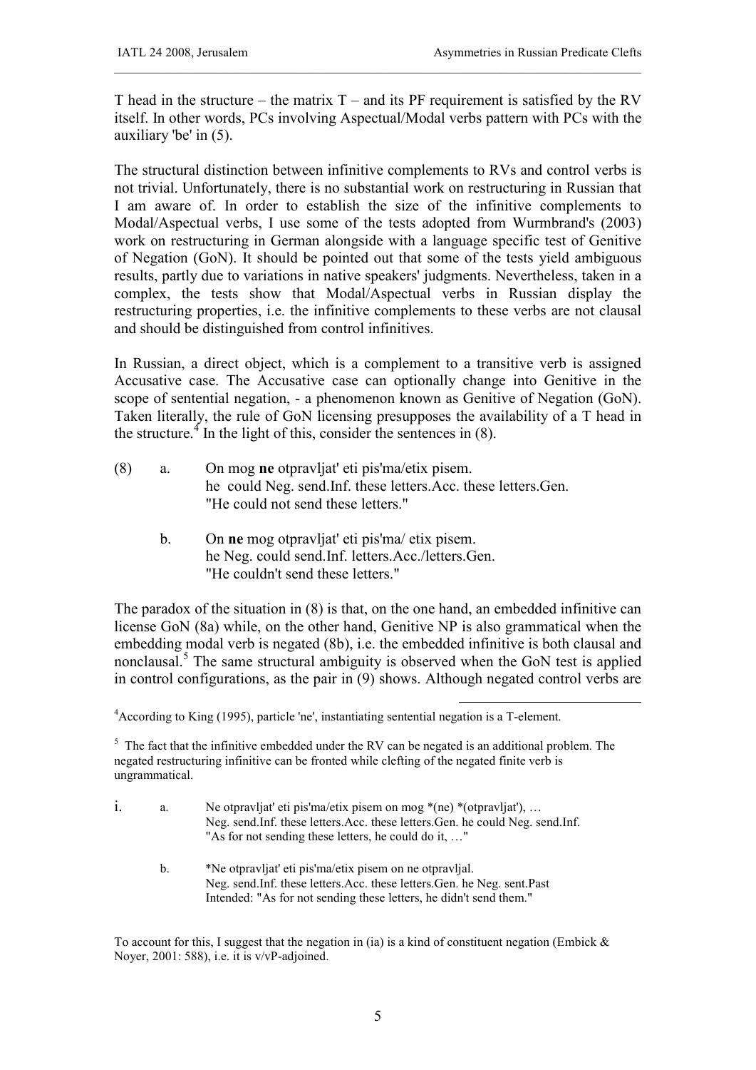T head in the structure – the matrix T – and its PF requirement is satisfied by the RV itself. In other words, PCs involving Aspectual/Modal verbs pattern with PCs with the auxiliary 'be' in (5).

The structural distinction between infinitive complements to RVs and control verbs is not trivial. Unfortunately, there is no substantial work on restructuring in Russian that I am aware of. In order to establish the size of the infinitive complements to Modal/Aspectual verbs, I use some of the tests adopted from Wurmbrand's (2003) work on restructuring in German alongside with a language specific test of Genitive of Negation (GoN). It should be pointed out that some of the tests yield ambiguous results, partly due to variations in native speakers' judgments. Nevertheless, taken in a complex, the tests show that Modal/Aspectual verbs in Russian display the restructuring properties, i.e. the infinitive complements to these verbs are not clausal and should be distinguished from control infinitives.

In Russian, a direct object, which is a complement to a transitive verb is assigned Accusative case. The Accusative case can optionally change into Genitive in the scope of sentential negation, - a phenomenon known as Genitive of Negation (GoN). Taken literally, the rule of GoN licensing presupposes the availability of a T head in the structure.[4] In the light of this, consider the sentences in (8).

(8) a. On mog **ne** otpravljat' eti pis'ma/etix pisem.
he could Neg. send.Inf. these letters.Acc. these letters.Gen.
"He could not send these letters."

b. On **ne** mog otpravljat' eti pis'ma/ etix pisem.
he Neg. could send.Inf. letters.Acc./letters.Gen.
"He couldn't send these letters."

The paradox of the situation in (8) is that, on the one hand, an embedded infinitive can license GoN (8a) while, on the other hand, Genitive NP is also grammatical when the embedding modal verb is negated (8b), i.e. the embedded infinitive is both clausal and nonclausal.[5] The same structural ambiguity is observed when the GoN test is applied in control configurations, as the pair in (9) shows. Although negated control verbs are

---

[4]According to King (1995), particle 'ne', instantiating sentential negation is a T-element.

[5] The fact that the infinitive embedded under the RV can be negated is an additional problem. The negated restructuring infinitive can be fronted while clefting of the negated finite verb is ungrammatical.

i. a. Ne otpravljat' eti pis'ma/etix pisem on mog *(ne) *(otpravljat'), …
Neg. send.Inf. these letters.Acc. these letters.Gen. he could Neg. send.Inf.
"As for not sending these letters, he could do it, …"

b. *Ne otpravljat' eti pis'ma/etix pisem on ne otpravljal.
Neg. send.Inf. these letters.Acc. these letters.Gen. he Neg. sent.Past
Intended: "As for not sending these letters, he didn't send them."

To account for this, I suggest that the negation in (ia) is a kind of constituent negation (Embick & Noyer, 2001: 588), i.e. it is v/vP-adjoined.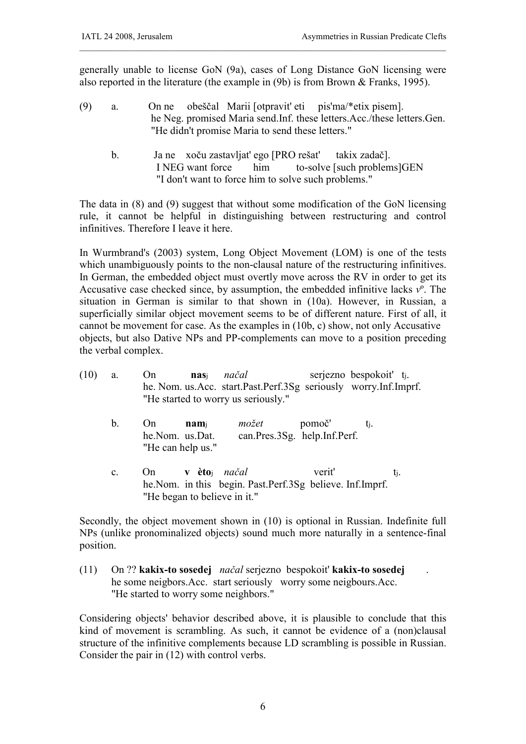generally unable to license GoN (9a), cases of Long Distance GoN licensing were also reported in the literature (the example in (9b) is from Brown & Franks, 1995).

(9) a. On ne obeščal Marii [otpravit' eti pis'ma/*etix pisem].
he Neg. promised Maria send.Inf. these letters.Acc./these letters.Gen.
"He didn't promise Maria to send these letters."

b. Ja ne xoču zastavljat' ego [PRO rešat' takix zadač].
I NEG want force him to-solve [such problems]GEN
"I don't want to force him to solve such problems."

The data in (8) and (9) suggest that without some modification of the GoN licensing rule, it cannot be helpful in distinguishing between restructuring and control infinitives. Therefore I leave it here.

In Wurmbrand's (2003) system, Long Object Movement (LOM) is one of the tests which unambiguously points to the non-clausal nature of the restructuring infinitives. In German, the embedded object must overtly move across the RV in order to get its Accusative case checked since, by assumption, the embedded infinitive lacks *v*º. The situation in German is similar to that shown in (10a). However, in Russian, a superficially similar object movement seems to be of different nature. First of all, it cannot be movement for case. As the examples in (10b, c) show, not only Accusative objects, but also Dative NPs and PP-complements can move to a position preceding the verbal complex.

(10) a. On **nas**$_j$ *načal* serjezno bespokoit' $t_j$.
he. Nom. us.Acc. start.Past.Perf.3Sg seriously worry.Inf.Imprf.
"He started to worry us seriously."

b. On **nam**$_j$ *možet* pomoč' $t_j$.
he.Nom. us.Dat. can.Pres.3Sg. help.Inf.Perf.
"He can help us."

c. On **v èto**$_j$ *načal* verit' $t_j$.
he.Nom. in this begin. Past.Perf.3Sg believe. Inf.Imprf.
"He began to believe in it."

Secondly, the object movement shown in (10) is optional in Russian. Indefinite full NPs (unlike pronominalized objects) sound much more naturally in a sentence-final position.

(11) On ?? **kakix-to sosedej** *načal* serjezno bespokoit' **kakix-to sosedej** .
he some neigbors.Acc. start seriously worry some neigbours.Acc.
"He started to worry some neighbors."

Considering objects' behavior described above, it is plausible to conclude that this kind of movement is scrambling. As such, it cannot be evidence of a (non)clausal structure of the infinitive complements because LD scrambling is possible in Russian. Consider the pair in (12) with control verbs.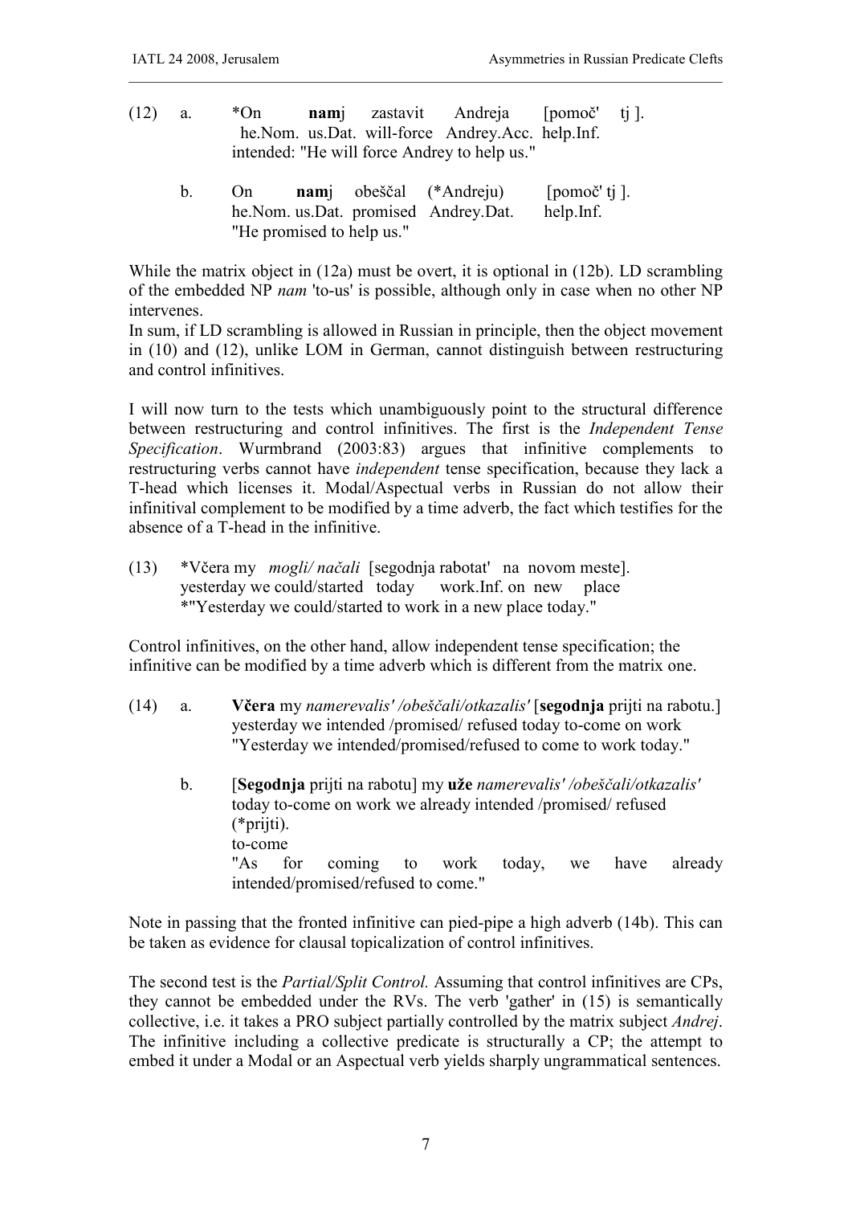(12) a. *On **nam**j zastavit Andreja [pomoč' tj ].
he.Nom. us.Dat. will-force Andrey.Acc. help.Inf.
intended: "He will force Andrey to help us."

b. On **nam**j obeščal (*Andreju) [pomoč' tj ].
he.Nom. us.Dat. promised Andrey.Dat. help.Inf.
"He promised to help us."

While the matrix object in (12a) must be overt, it is optional in (12b). LD scrambling of the embedded NP *nam* 'to-us' is possible, although only in case when no other NP intervenes.
In sum, if LD scrambling is allowed in Russian in principle, then the object movement in (10) and (12), unlike LOM in German, cannot distinguish between restructuring and control infinitives.

I will now turn to the tests which unambiguously point to the structural difference between restructuring and control infinitives. The first is the *Independent Tense Specification*. Wurmbrand (2003:83) argues that infinitive complements to restructuring verbs cannot have *independent* tense specification, because they lack a T-head which licenses it. Modal/Aspectual verbs in Russian do not allow their infinitival complement to be modified by a time adverb, the fact which testifies for the absence of a T-head in the infinitive.

(13) *Včera my *mogli/ načali* [segodnja rabotat' na novom meste].
yesterday we could/started today work.Inf. on new place
*"Yesterday we could/started to work in a new place today."

Control infinitives, on the other hand, allow independent tense specification; the infinitive can be modified by a time adverb which is different from the matrix one.

(14) a. **Včera** my *namerevalis' /obeščali/otkazalis'* [**segodnja** prijti na rabotu.]
yesterday we intended /promised/ refused today to-come on work
"Yesterday we intended/promised/refused to come to work today."

b. [**Segodnja** prijti na rabotu] my **uže** *namerevalis' /obeščali/otkazalis'* (*prijti).
today to-come on work we already intended /promised/ refused to-come
"As for coming to work today, we have already intended/promised/refused to come."

Note in passing that the fronted infinitive can pied-pipe a high adverb (14b). This can be taken as evidence for clausal topicalization of control infinitives.

The second test is the *Partial/Split Control.* Assuming that control infinitives are CPs, they cannot be embedded under the RVs. The verb 'gather' in (15) is semantically collective, i.e. it takes a PRO subject partially controlled by the matrix subject *Andrej*. The infinitive including a collective predicate is structurally a CP; the attempt to embed it under a Modal or an Aspectual verb yields sharply ungrammatical sentences.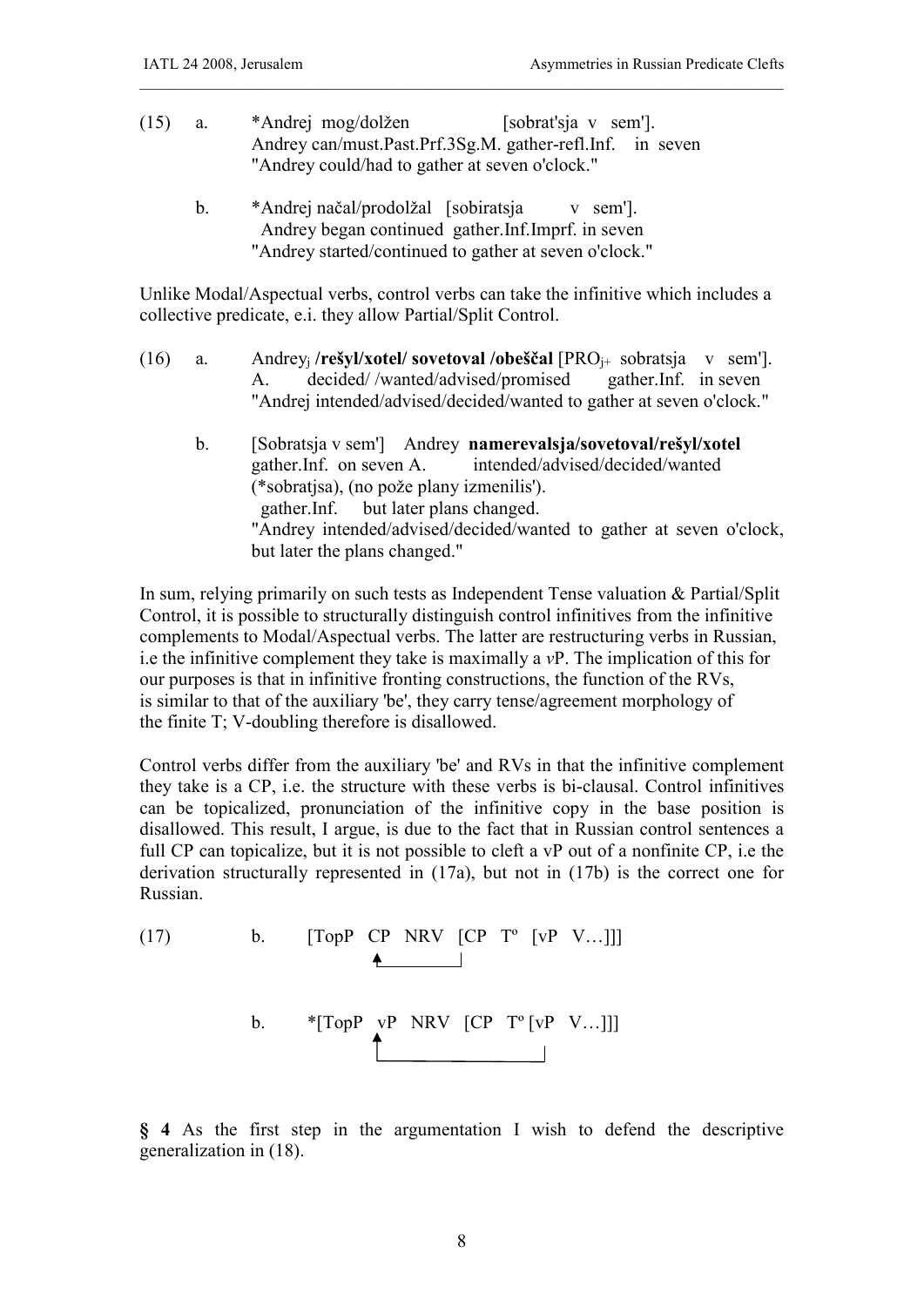(15) a. *Andrej mog/dolžen [sobrat'sja v sem'].
Andrey can/must.Past.Prf.3Sg.M. gather-refl.Inf. in seven
"Andrey could/had to gather at seven o'clock."

b. *Andrej načal/prodolžal [sobiratsja v sem'].
Andrey began continued gather.Inf.Imprf. in seven
"Andrey started/continued to gather at seven o'clock."

Unlike Modal/Aspectual verbs, control verbs can take the infinitive which includes a collective predicate, e.i. they allow Partial/Split Control.

(16) a. Andrey$_j$ **/rešyl/xotel/ sovetoval /obeščal** [PRO$_{j+}$ sobratsja v sem'].
A. decided/ /wanted/advised/promised gather.Inf. in seven
"Andrej intended/advised/decided/wanted to gather at seven o'clock."

b. [Sobratsja v sem'] Andrey **namerevalsja/sovetoval/rešyl/xotel**
gather.Inf. on seven A. intended/advised/decided/wanted
(*sobratjsa), (no pože plany izmenilis').
gather.Inf. but later plans changed.
"Andrey intended/advised/decided/wanted to gather at seven o'clock, but later the plans changed."

In sum, relying primarily on such tests as Independent Tense valuation & Partial/Split Control, it is possible to structurally distinguish control infinitives from the infinitive complements to Modal/Aspectual verbs. The latter are restructuring verbs in Russian, i.e the infinitive complement they take is maximally a *v*P. The implication of this for our purposes is that in infinitive fronting constructions, the function of the RVs, is similar to that of the auxiliary 'be', they carry tense/agreement morphology of the finite T; V-doubling therefore is disallowed.

Control verbs differ from the auxiliary 'be' and RVs in that the infinitive complement they take is a CP, i.e. the structure with these verbs is bi-clausal. Control infinitives can be topicalized, pronunciation of the infinitive copy in the base position is disallowed. This result, I argue, is due to the fact that in Russian control sentences a full CP can topicalize, but it is not possible to cleft a vP out of a nonfinite CP, i.e the derivation structurally represented in (17a), but not in (17b) is the correct one for Russian.

(17) b. [TopP CP NRV [CP Tº [vP V…]]]

b. *[TopP vP NRV [CP Tº [vP V…]]]

**§ 4** As the first step in the argumentation I wish to defend the descriptive generalization in (18).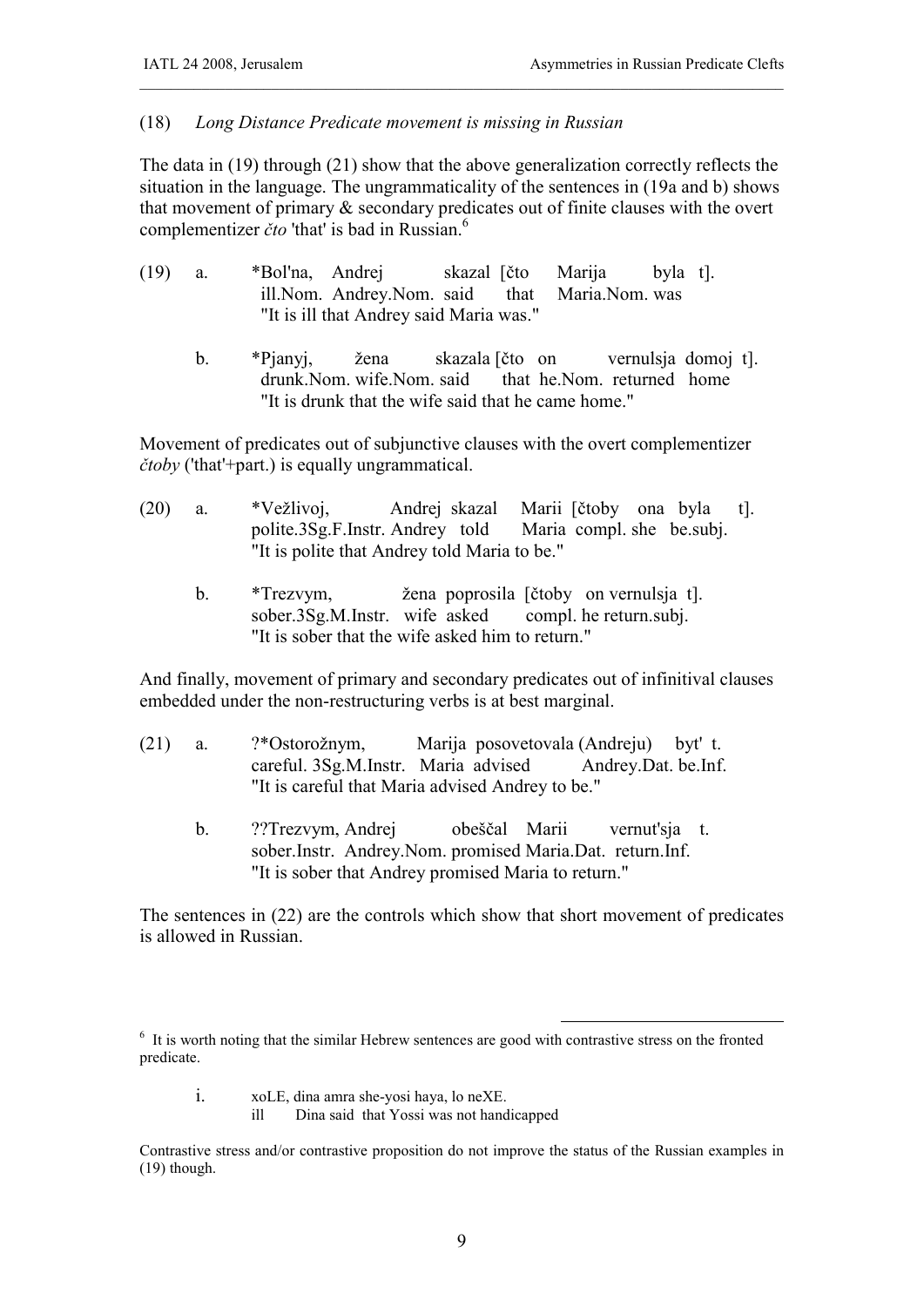(18) *Long Distance Predicate movement is missing in Russian*

The data in (19) through (21) show that the above generalization correctly reflects the situation in the language. The ungrammaticality of the sentences in (19a and b) shows that movement of primary & secondary predicates out of finite clauses with the overt complementizer *čto* 'that' is bad in Russian.[6]

(19) a. \*Bol'na, Andrej skazal [čto Marija byla t].
ill.Nom. Andrey.Nom. said that Maria.Nom. was
"It is ill that Andrey said Maria was."

b. \*Pjanyj, žena skazala [čto on vernulsja domoj t].
drunk.Nom. wife.Nom. said that he.Nom. returned home
"It is drunk that the wife said that he came home."

Movement of predicates out of subjunctive clauses with the overt complementizer *čtoby* ('that'+part.) is equally ungrammatical.

(20) a. \*Vežlivoj, Andrej skazal Marii [čtoby ona byla t].
polite.3Sg.F.Instr. Andrey told Maria compl. she be.subj.
"It is polite that Andrey told Maria to be."

b. \*Trezvym, žena poprosila [čtoby on vernulsja t].
sober.3Sg.M.Instr. wife asked compl. he return.subj.
"It is sober that the wife asked him to return."

And finally, movement of primary and secondary predicates out of infinitival clauses embedded under the non-restructuring verbs is at best marginal.

(21) a. ?\*Ostorožnym, Marija posovetovala (Andreju) byt' t.
careful. 3Sg.M.Instr. Maria advised Andrey.Dat. be.Inf.
"It is careful that Maria advised Andrey to be."

b. ??Trezvym, Andrej obeščal Marii vernut'sja t.
sober.Instr. Andrey.Nom. promised Maria.Dat. return.Inf.
"It is sober that Andrey promised Maria to return."

The sentences in (22) are the controls which show that short movement of predicates is allowed in Russian.

---

[6] It is worth noting that the similar Hebrew sentences are good with contrastive stress on the fronted predicate.

i. xoLE, dina amra she-yosi haya, lo neXE.
ill Dina said that Yossi was not handicapped

Contrastive stress and/or contrastive proposition do not improve the status of the Russian examples in (19) though.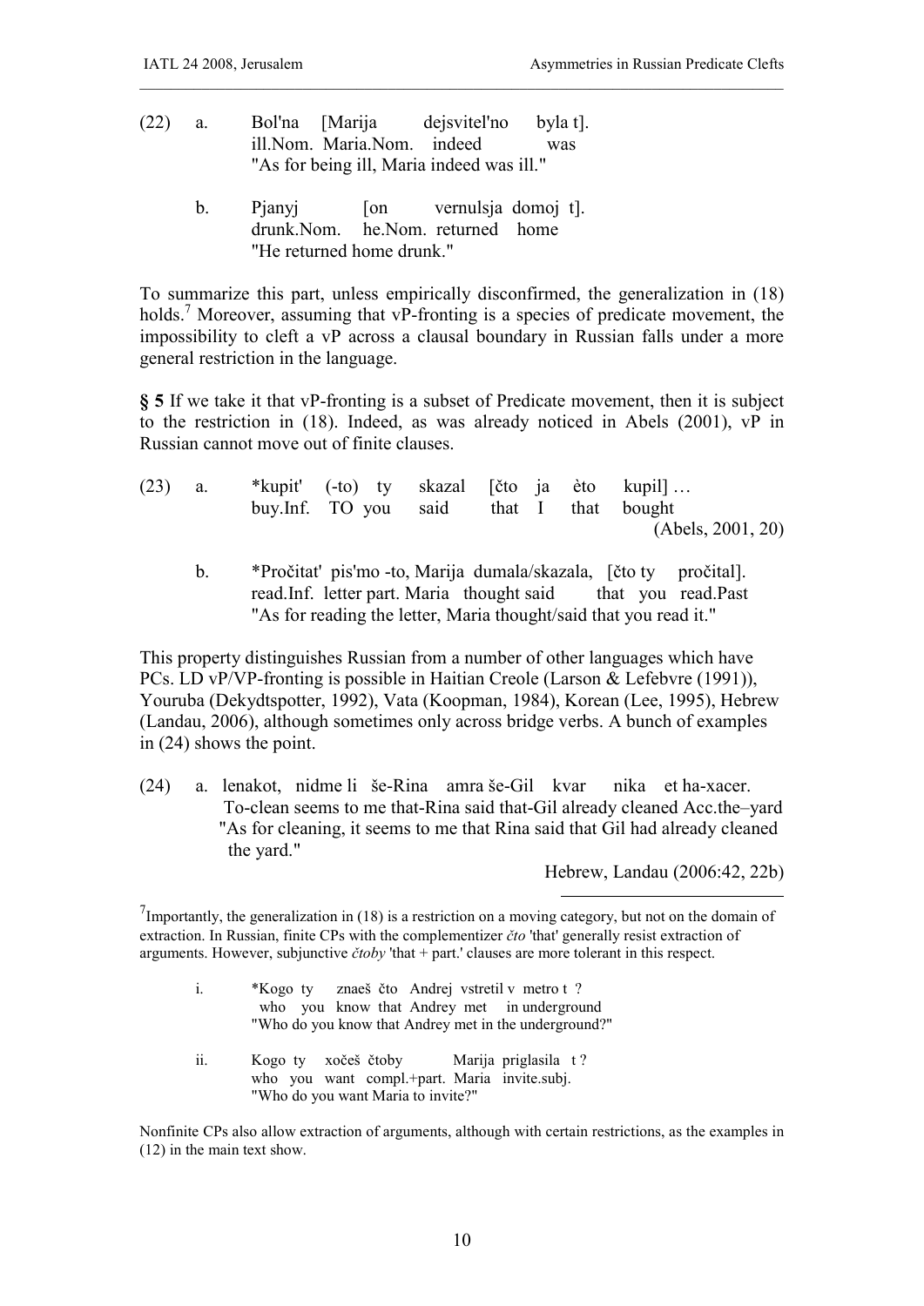(22) a. Bol'na [Marija dejsvitel'no byla t].
ill.Nom. Maria.Nom. indeed was
"As for being ill, Maria indeed was ill."

b. Pjanyj [on vernulsja domoj t].
drunk.Nom. he.Nom. returned home
"He returned home drunk."

To summarize this part, unless empirically disconfirmed, the generalization in (18) holds.[7] Moreover, assuming that vP-fronting is a species of predicate movement, the impossibility to cleft a vP across a clausal boundary in Russian falls under a more general restriction in the language.

**§ 5** If we take it that vP-fronting is a subset of Predicate movement, then it is subject to the restriction in (18). Indeed, as was already noticed in Abels (2001), vP in Russian cannot move out of finite clauses.

(23) a. *kupit' (-to) ty skazal [čto ja èto kupil] …
buy.Inf. TO you said that I that bought
(Abels, 2001, 20)

b. *Pročitat' pis'mo -to, Marija dumala/skazala, [čto ty pročital].
read.Inf. letter part. Maria thought said that you read.Past
"As for reading the letter, Maria thought/said that you read it."

This property distinguishes Russian from a number of other languages which have PCs. LD vP/VP-fronting is possible in Haitian Creole (Larson & Lefebvre (1991)), Youruba (Dekydtspotter, 1992), Vata (Koopman, 1984), Korean (Lee, 1995), Hebrew (Landau, 2006), although sometimes only across bridge verbs. A bunch of examples in (24) shows the point.

(24) a. lenakot, nidme li še-Rina amra še-Gil kvar nika et ha-xacer.
To-clean seems to me that-Rina said that-Gil already cleaned Acc.the–yard
"As for cleaning, it seems to me that Rina said that Gil had already cleaned the yard."
Hebrew, Landau (2006:42, 22b)

---

[7] Importantly, the generalization in (18) is a restriction on a moving category, but not on the domain of extraction. In Russian, finite CPs with the complementizer *čto* 'that' generally resist extraction of arguments. However, subjunctive *čtoby* 'that + part.' clauses are more tolerant in this respect.

i. *Kogo ty znaeš čto Andrej vstretil v metro t ?
who you know that Andrey met in underground
"Who do you know that Andrey met in the underground?"

ii. Kogo ty xočeš čtoby Marija priglasila t ?
who you want compl.+part. Maria invite.subj.
"Who do you want Maria to invite?"

Nonfinite CPs also allow extraction of arguments, although with certain restrictions, as the examples in (12) in the main text show.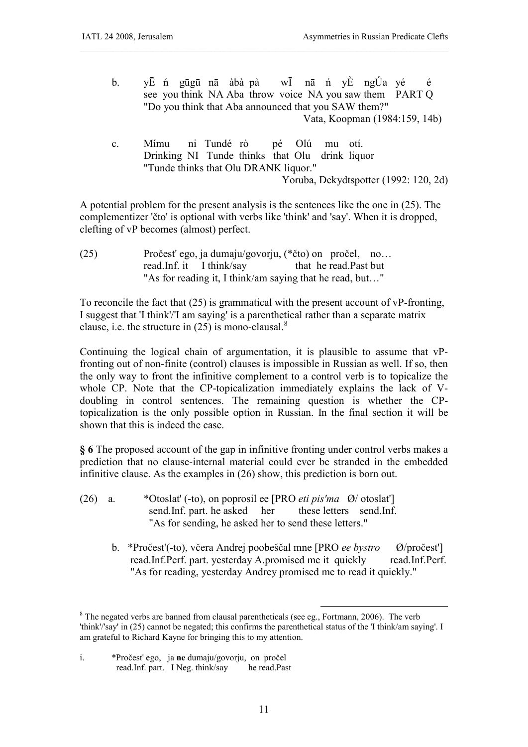b. yĒ ń gūgū nā àbà pà wĪ nā ń yÈ ngÚa yé é
   see you think NA Aba throw voice NA you saw them PART Q
   "Do you think that Aba announced that you SAW them?"
   Vata, Koopman (1984:159, 14b)

c. Mímu ni Tundé rò pé Olú mu otí.
   Drinking NI Tunde thinks that Olu drink liquor
   "Tunde thinks that Olu DRANK liquor."
   Yoruba, Dekydtspotter (1992: 120, 2d)

A potential problem for the present analysis is the sentences like the one in (25). The complementizer 'čto' is optional with verbs like 'think' and 'say'. When it is dropped, clefting of vP becomes (almost) perfect.

(25) Pročest' ego, ja dumaju/govorju, (*čto) on pročel, no…
     read.Inf. it I think/say that he read.Past but
     "As for reading it, I think/am saying that he read, but…"

To reconcile the fact that (25) is grammatical with the present account of vP-fronting, I suggest that 'I think'/'I am saying' is a parenthetical rather than a separate matrix clause, i.e. the structure in (25) is mono-clausal.[8]

Continuing the logical chain of argumentation, it is plausible to assume that vP-fronting out of non-finite (control) clauses is impossible in Russian as well. If so, then the only way to front the infinitive complement to a control verb is to topicalize the whole CP. Note that the CP-topicalization immediately explains the lack of V-doubling in control sentences. The remaining question is whether the CP-topicalization is the only possible option in Russian. In the final section it will be shown that this is indeed the case.

**§ 6** The proposed account of the gap in infinitive fronting under control verbs makes a prediction that no clause-internal material could ever be stranded in the embedded infinitive clause. As the examples in (26) show, this prediction is born out.

(26) a. *Otoslat' (-to), on poprosil ee [PRO *eti pis'ma* Ø/ otoslat']
        send.Inf. part. he asked her these letters send.Inf.
        "As for sending, he asked her to send these letters."

     b. *Pročest'(-to), včera Andrej poobeščal mne [PRO *ee bystro* Ø/pročest']
        read.Inf.Perf. part. yesterday A.promised me it quickly read.Inf.Perf.
        "As for reading, yesterday Andrey promised me to read it quickly."

---

[8] The negated verbs are banned from clausal parentheticals (see eg., Fortmann, 2006). The verb 'think'/'say' in (25) cannot be negated; this confirms the parenthetical status of the 'I think/am saying'. I am grateful to Richard Kayne for bringing this to my attention.

i. *Pročest' ego, ja **ne** dumaju/govorju, on pročel
   read.Inf. part. I Neg. think/say he read.Past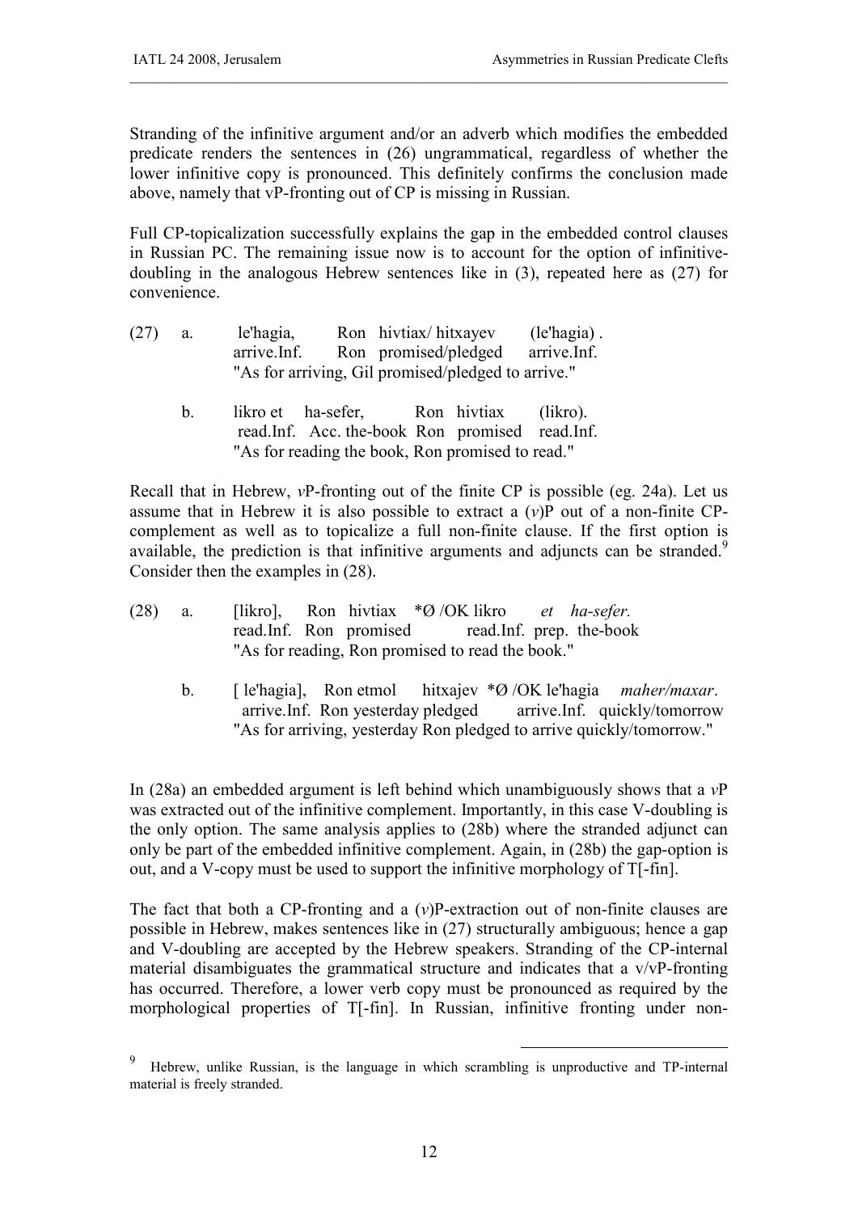Stranding of the infinitive argument and/or an adverb which modifies the embedded predicate renders the sentences in (26) ungrammatical, regardless of whether the lower infinitive copy is pronounced. This definitely confirms the conclusion made above, namely that vP-fronting out of CP is missing in Russian.

Full CP-topicalization successfully explains the gap in the embedded control clauses in Russian PC. The remaining issue now is to account for the option of infinitive-doubling in the analogous Hebrew sentences like in (3), repeated here as (27) for convenience.

(27) a. le'hagia, Ron hivtiax/ hitxayev (le'hagia) .
arrive.Inf. Ron promised/pledged arrive.Inf.
"As for arriving, Gil promised/pledged to arrive."

b. likro et ha-sefer, Ron hivtiax (likro).
read.Inf. Acc. the-book Ron promised read.Inf.
"As for reading the book, Ron promised to read."

Recall that in Hebrew, *v*P-fronting out of the finite CP is possible (eg. 24a). Let us assume that in Hebrew it is also possible to extract a (*v*)P out of a non-finite CP-complement as well as to topicalize a full non-finite clause. If the first option is available, the prediction is that infinitive arguments and adjuncts can be stranded.[9] Consider then the examples in (28).

(28) a. [likro], Ron hivtiax *Ø /OK likro *et ha-sefer.*
read.Inf. Ron promised read.Inf. prep. the-book
"As for reading, Ron promised to read the book."

b. [ le'hagia], Ron etmol hitxajev *Ø /OK le'hagia *maher/maxar*.
arrive.Inf. Ron yesterday pledged arrive.Inf. quickly/tomorrow
"As for arriving, yesterday Ron pledged to arrive quickly/tomorrow."

In (28a) an embedded argument is left behind which unambiguously shows that a *v*P was extracted out of the infinitive complement. Importantly, in this case V-doubling is the only option. The same analysis applies to (28b) where the stranded adjunct can only be part of the embedded infinitive complement. Again, in (28b) the gap-option is out, and a V-copy must be used to support the infinitive morphology of T[-fin].

The fact that both a CP-fronting and a (*v*)P-extraction out of non-finite clauses are possible in Hebrew, makes sentences like in (27) structurally ambiguous; hence a gap and V-doubling are accepted by the Hebrew speakers. Stranding of the CP-internal material disambiguates the grammatical structure and indicates that a v/vP-fronting has occurred. Therefore, a lower verb copy must be pronounced as required by the morphological properties of T[-fin]. In Russian, infinitive fronting under non-

[9] Hebrew, unlike Russian, is the language in which scrambling is unproductive and TP-internal material is freely stranded.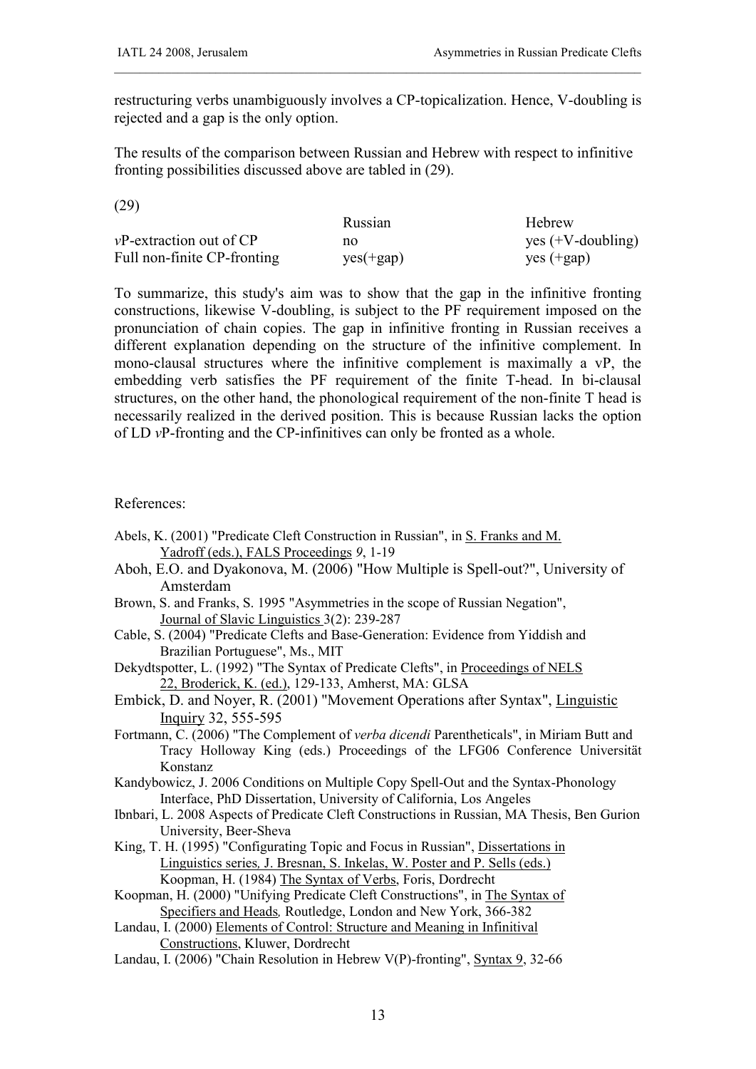restructuring verbs unambiguously involves a CP-topicalization. Hence, V-doubling is rejected and a gap is the only option.

The results of the comparison between Russian and Hebrew with respect to infinitive fronting possibilities discussed above are tabled in (29).

(29)

| | Russian | Hebrew |
|---|---|---|
| *v*P-extraction out of CP | no | yes (+V-doubling) |
| Full non-finite CP-fronting | yes(+gap) | yes (+gap) |

To summarize, this study's aim was to show that the gap in the infinitive fronting constructions, likewise V-doubling, is subject to the PF requirement imposed on the pronunciation of chain copies. The gap in infinitive fronting in Russian receives a different explanation depending on the structure of the infinitive complement. In mono-clausal structures where the infinitive complement is maximally a vP, the embedding verb satisfies the PF requirement of the finite T-head. In bi-clausal structures, on the other hand, the phonological requirement of the non-finite T head is necessarily realized in the derived position. This is because Russian lacks the option of LD *v*P-fronting and the CP-infinitives can only be fronted as a whole.

References:

Abels, K. (2001) "Predicate Cleft Construction in Russian", in S. Franks and M. Yadroff (eds.), FALS Proceedings *9*, 1-19

Aboh, E.O. and Dyakonova, M. (2006) "How Multiple is Spell-out?", University of Amsterdam

Brown, S. and Franks, S. 1995 "Asymmetries in the scope of Russian Negation", Journal of Slavic Linguistics 3(2): 239-287

Cable, S. (2004) "Predicate Clefts and Base-Generation: Evidence from Yiddish and Brazilian Portuguese", Ms., MIT

Dekydtspotter, L. (1992) "The Syntax of Predicate Clefts", in Proceedings of NELS 22, Broderick, K. (ed.), 129-133, Amherst, MA: GLSA

Embick, D. and Noyer, R. (2001) "Movement Operations after Syntax", Linguistic Inquiry 32, 555-595

Fortmann, C. (2006) "The Complement of *verba dicendi* Parentheticals", in Miriam Butt and Tracy Holloway King (eds.) Proceedings of the LFG06 Conference Universität Konstanz

Kandybowicz, J. 2006 Conditions on Multiple Copy Spell-Out and the Syntax-Phonology Interface, PhD Dissertation, University of California, Los Angeles

Ibnbari, L. 2008 Aspects of Predicate Cleft Constructions in Russian, MA Thesis, Ben Gurion University, Beer-Sheva

King, T. H. (1995) "Configurating Topic and Focus in Russian", Dissertations in Linguistics series*,* J. Bresnan, S. Inkelas, W. Poster and P. Sells (eds.)

Koopman, H. (1984) The Syntax of Verbs, Foris, Dordrecht

Koopman, H. (2000) "Unifying Predicate Cleft Constructions", in The Syntax of Specifiers and Heads*,* Routledge, London and New York, 366-382

Landau, I. (2000) Elements of Control: Structure and Meaning in Infinitival Constructions, Kluwer, Dordrecht

Landau, I. (2006) "Chain Resolution in Hebrew V(P)-fronting", Syntax 9, 32-66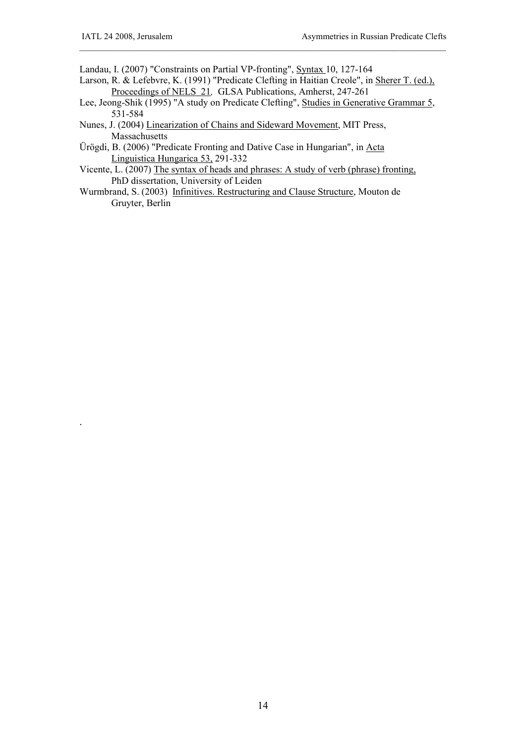Landau, I. (2007) "Constraints on Partial VP-fronting", Syntax 10, 127-164

Larson, R. & Lefebvre, K. (1991) "Predicate Clefting in Haitian Creole", in Sherer T. (ed.), Proceedings of NELS 21, GLSA Publications, Amherst, 247-261

Lee, Jeong-Shik (1995) "A study on Predicate Clefting", Studies in Generative Grammar 5, 531-584

Nunes, J. (2004) Linearization of Chains and Sideward Movement, MIT Press, Massachusetts

Ürögdi, B. (2006) "Predicate Fronting and Dative Case in Hungarian", in Acta Linguistica Hungarica 53, 291-332

Vicente, L. (2007) The syntax of heads and phrases: A study of verb (phrase) fronting, PhD dissertation, University of Leiden

Wurmbrand, S. (2003) Infinitives. Restructuring and Clause Structure, Mouton de Gruyter, Berlin

.